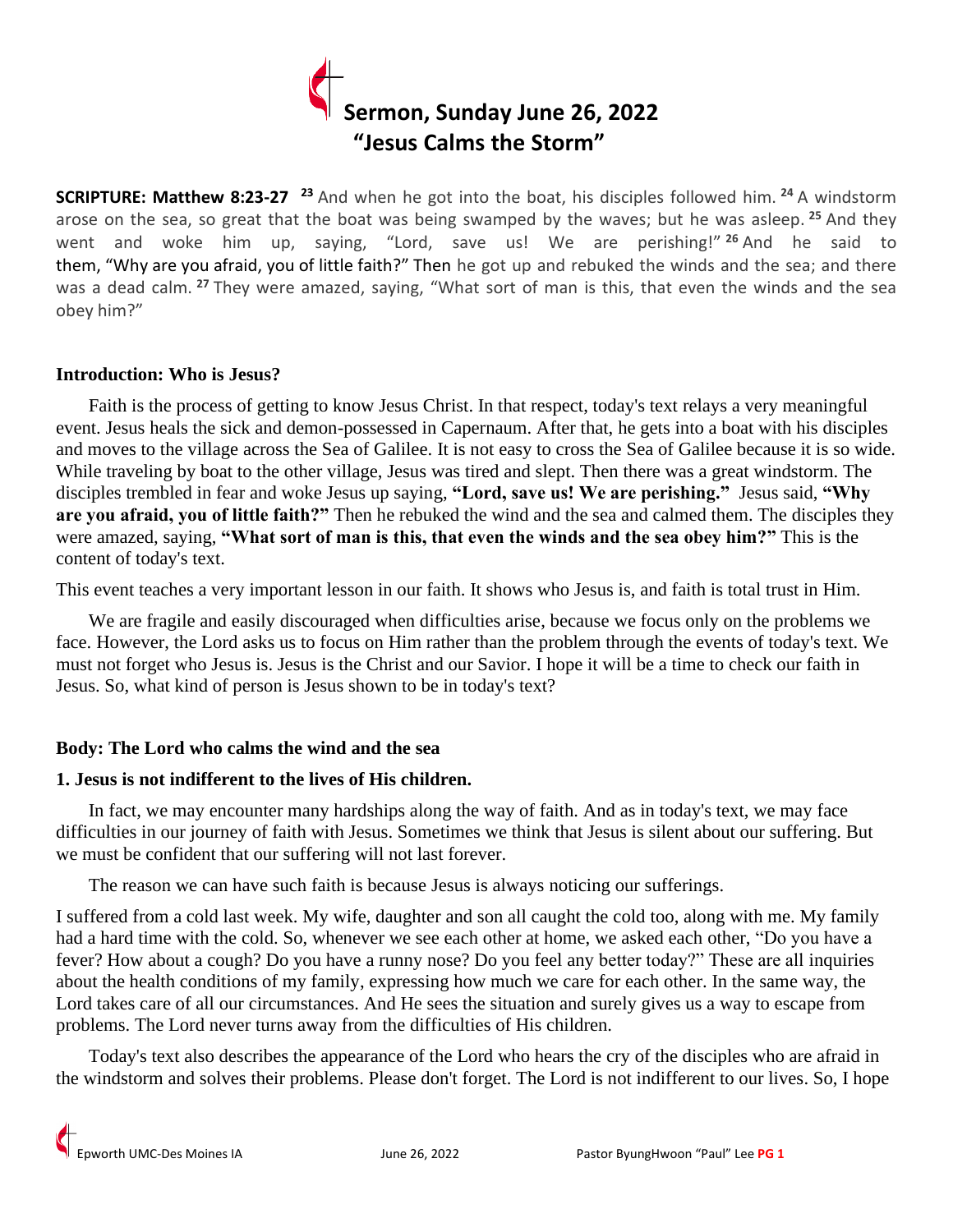# Sermon, Sunday June 26, 2022
## "Jesus Calms the Storm"

**SCRIPTURE: Matthew 8:23-27** [23] And when he got into the boat, his disciples followed him. [24] A windstorm arose on the sea, so great that the boat was being swamped by the waves; but he was asleep. [25] And they went and woke him up, saying, "Lord, save us! We are perishing!" [26] And he said to them, "Why are you afraid, you of little faith?" Then he got up and rebuked the winds and the sea; and there was a dead calm. [27] They were amazed, saying, "What sort of man is this, that even the winds and the sea obey him?"

### Introduction: Who is Jesus?

Faith is the process of getting to know Jesus Christ. In that respect, today's text relays a very meaningful event. Jesus heals the sick and demon-possessed in Capernaum. After that, he gets into a boat with his disciples and moves to the village across the Sea of Galilee. It is not easy to cross the Sea of Galilee because it is so wide. While traveling by boat to the other village, Jesus was tired and slept. Then there was a great windstorm. The disciples trembled in fear and woke Jesus up saying, **"Lord, save us! We are perishing."** Jesus said, **"Why are you afraid, you of little faith?"** Then he rebuked the wind and the sea and calmed them. The disciples they were amazed, saying, **"What sort of man is this, that even the winds and the sea obey him?"** This is the content of today's text.

This event teaches a very important lesson in our faith. It shows who Jesus is, and faith is total trust in Him.

We are fragile and easily discouraged when difficulties arise, because we focus only on the problems we face. However, the Lord asks us to focus on Him rather than the problem through the events of today's text. We must not forget who Jesus is. Jesus is the Christ and our Savior. I hope it will be a time to check our faith in Jesus. So, what kind of person is Jesus shown to be in today's text?

### Body: The Lord who calms the wind and the sea

#### 1. Jesus is not indifferent to the lives of His children.

In fact, we may encounter many hardships along the way of faith. And as in today's text, we may face difficulties in our journey of faith with Jesus. Sometimes we think that Jesus is silent about our suffering. But we must be confident that our suffering will not last forever.

The reason we can have such faith is because Jesus is always noticing our sufferings.

I suffered from a cold last week. My wife, daughter and son all caught the cold too, along with me. My family had a hard time with the cold. So, whenever we see each other at home, we asked each other, "Do you have a fever? How about a cough? Do you have a runny nose? Do you feel any better today?" These are all inquiries about the health conditions of my family, expressing how much we care for each other. In the same way, the Lord takes care of all our circumstances. And He sees the situation and surely gives us a way to escape from problems. The Lord never turns away from the difficulties of His children.

Today's text also describes the appearance of the Lord who hears the cry of the disciples who are afraid in the windstorm and solves their problems. Please don't forget. The Lord is not indifferent to our lives. So, I hope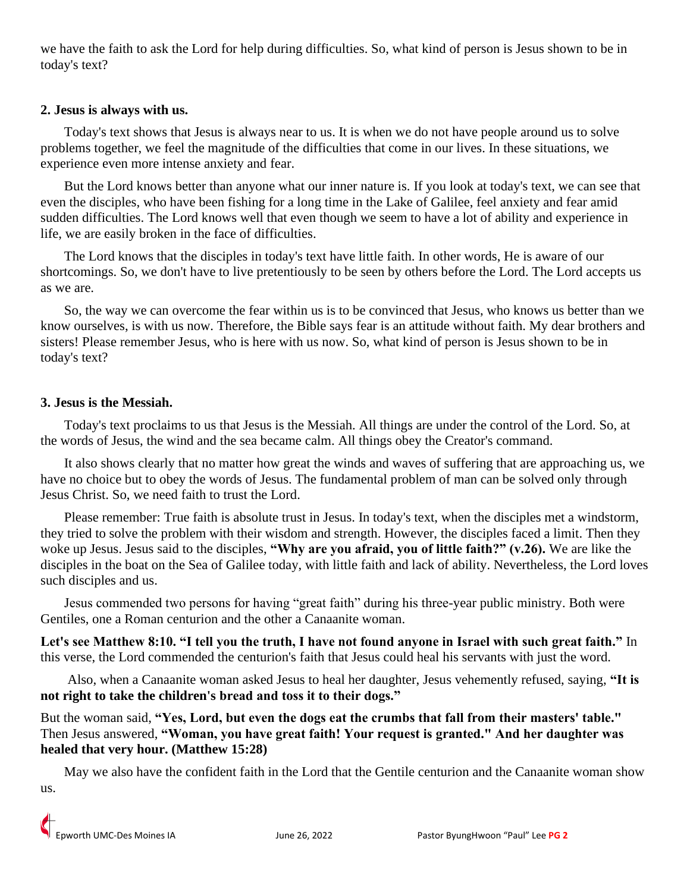we have the faith to ask the Lord for help during difficulties. So, what kind of person is Jesus shown to be in today's text?

**2. Jesus is always with us.**

Today's text shows that Jesus is always near to us. It is when we do not have people around us to solve problems together, we feel the magnitude of the difficulties that come in our lives. In these situations, we experience even more intense anxiety and fear.

But the Lord knows better than anyone what our inner nature is. If you look at today's text, we can see that even the disciples, who have been fishing for a long time in the Lake of Galilee, feel anxiety and fear amid sudden difficulties. The Lord knows well that even though we seem to have a lot of ability and experience in life, we are easily broken in the face of difficulties.

The Lord knows that the disciples in today's text have little faith. In other words, He is aware of our shortcomings. So, we don't have to live pretentiously to be seen by others before the Lord. The Lord accepts us as we are.

So, the way we can overcome the fear within us is to be convinced that Jesus, who knows us better than we know ourselves, is with us now. Therefore, the Bible says fear is an attitude without faith. My dear brothers and sisters! Please remember Jesus, who is here with us now. So, what kind of person is Jesus shown to be in today's text?

**3. Jesus is the Messiah.**

Today's text proclaims to us that Jesus is the Messiah. All things are under the control of the Lord. So, at the words of Jesus, the wind and the sea became calm. All things obey the Creator's command.

It also shows clearly that no matter how great the winds and waves of suffering that are approaching us, we have no choice but to obey the words of Jesus. The fundamental problem of man can be solved only through Jesus Christ. So, we need faith to trust the Lord.

Please remember: True faith is absolute trust in Jesus. In today's text, when the disciples met a windstorm, they tried to solve the problem with their wisdom and strength. However, the disciples faced a limit. Then they woke up Jesus. Jesus said to the disciples, **"Why are you afraid, you of little faith?" (v.26).** We are like the disciples in the boat on the Sea of Galilee today, with little faith and lack of ability. Nevertheless, the Lord loves such disciples and us.

Jesus commended two persons for having "great faith" during his three-year public ministry. Both were Gentiles, one a Roman centurion and the other a Canaanite woman.

**Let's see Matthew 8:10. "I tell you the truth, I have not found anyone in Israel with such great faith."** In this verse, the Lord commended the centurion's faith that Jesus could heal his servants with just the word.

Also, when a Canaanite woman asked Jesus to heal her daughter, Jesus vehemently refused, saying, **"It is not right to take the children's bread and toss it to their dogs."**

But the woman said, **"Yes, Lord, but even the dogs eat the crumbs that fall from their masters' table."** Then Jesus answered, **"Woman, you have great faith! Your request is granted." And her daughter was healed that very hour. (Matthew 15:28)**

May we also have the confident faith in the Lord that the Gentile centurion and the Canaanite woman show us.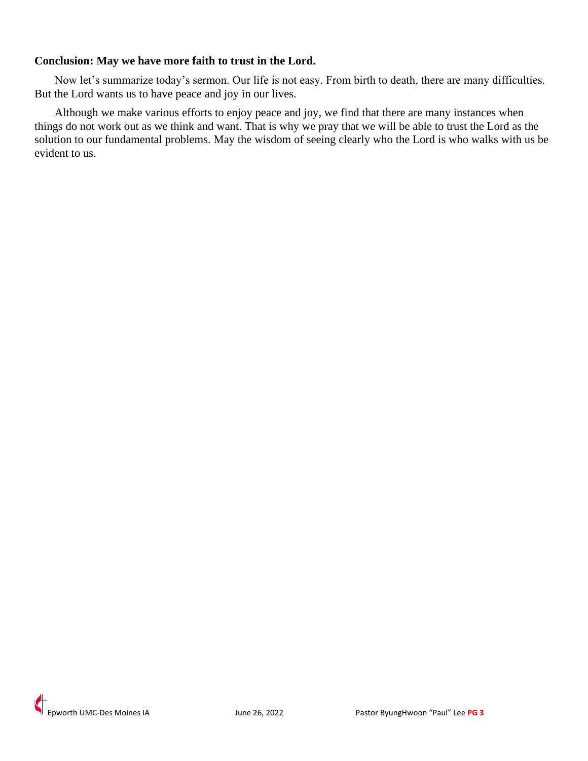**Conclusion: May we have more faith to trust in the Lord.**

Now let's summarize today's sermon. Our life is not easy. From birth to death, there are many difficulties. But the Lord wants us to have peace and joy in our lives.

Although we make various efforts to enjoy peace and joy, we find that there are many instances when things do not work out as we think and want. That is why we pray that we will be able to trust the Lord as the solution to our fundamental problems. May the wisdom of seeing clearly who the Lord is who walks with us be evident to us.